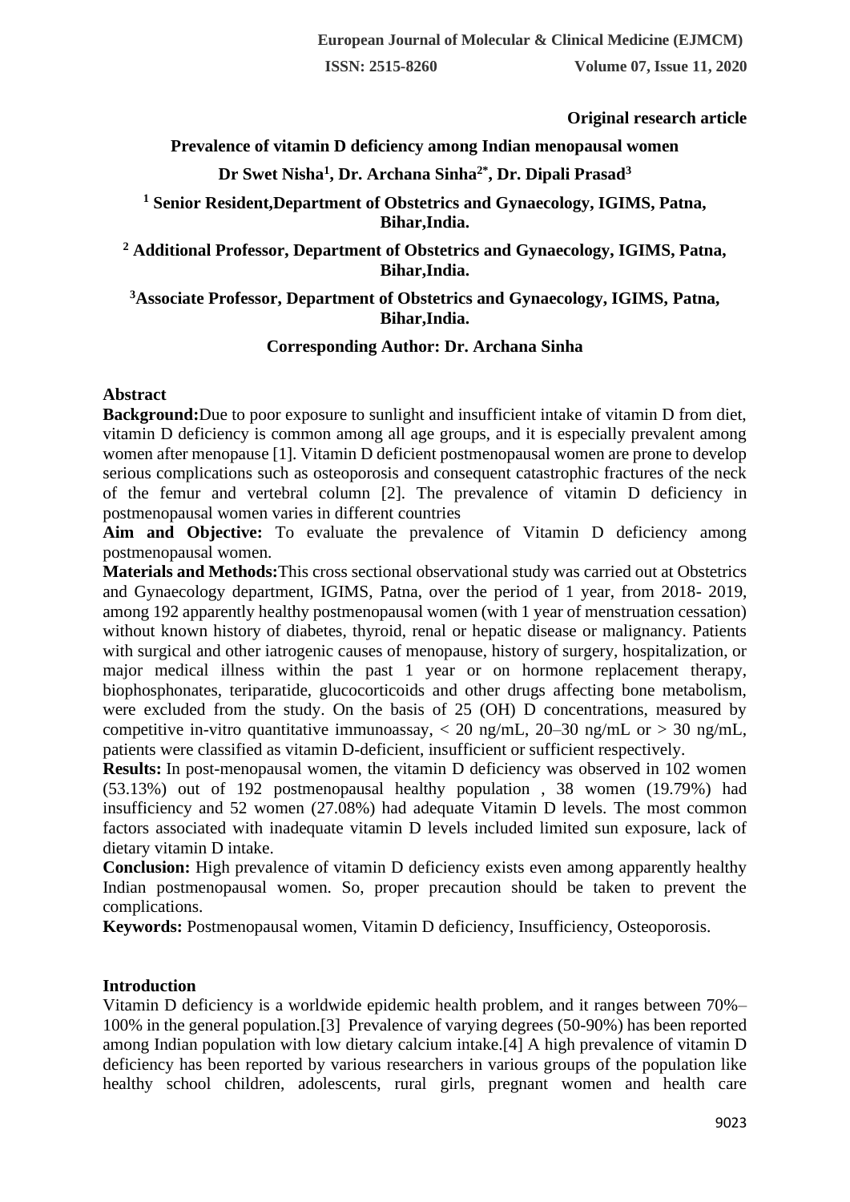**Original research article**

# Prevalence of vitamin D deficiency among Indian menopausal women

**Dr Swet Nisha[1], Dr. Archana Sinha[2*], Dr. Dipali Prasad[3]**

**[1] Senior Resident,Department of Obstetrics and Gynaecology, IGIMS, Patna, Bihar,India.**

**[2] Additional Professor, Department of Obstetrics and Gynaecology, IGIMS, Patna, Bihar,India.**

**[3]Associate Professor, Department of Obstetrics and Gynaecology, IGIMS, Patna, Bihar,India.**

**Corresponding Author: Dr. Archana Sinha**

## Abstract

**Background:**Due to poor exposure to sunlight and insufficient intake of vitamin D from diet, vitamin D deficiency is common among all age groups, and it is especially prevalent among women after menopause [1]. Vitamin D deficient postmenopausal women are prone to develop serious complications such as osteoporosis and consequent catastrophic fractures of the neck of the femur and vertebral column [2]. The prevalence of vitamin D deficiency in postmenopausal women varies in different countries

**Aim and Objective:** To evaluate the prevalence of Vitamin D deficiency among postmenopausal women.

**Materials and Methods:**This cross sectional observational study was carried out at Obstetrics and Gynaecology department, IGIMS, Patna, over the period of 1 year, from 2018- 2019, among 192 apparently healthy postmenopausal women (with 1 year of menstruation cessation) without known history of diabetes, thyroid, renal or hepatic disease or malignancy. Patients with surgical and other iatrogenic causes of menopause, history of surgery, hospitalization, or major medical illness within the past 1 year or on hormone replacement therapy, biophosphonates, teriparatide, glucocorticoids and other drugs affecting bone metabolism, were excluded from the study. On the basis of 25 (OH) D concentrations, measured by competitive in-vitro quantitative immunoassay, < 20 ng/mL, 20–30 ng/mL or > 30 ng/mL, patients were classified as vitamin D-deficient, insufficient or sufficient respectively.

**Results:** In post-menopausal women, the vitamin D deficiency was observed in 102 women (53.13%) out of 192 postmenopausal healthy population , 38 women (19.79%) had insufficiency and 52 women (27.08%) had adequate Vitamin D levels. The most common factors associated with inadequate vitamin D levels included limited sun exposure, lack of dietary vitamin D intake.

**Conclusion:** High prevalence of vitamin D deficiency exists even among apparently healthy Indian postmenopausal women. So, proper precaution should be taken to prevent the complications.

**Keywords:** Postmenopausal women, Vitamin D deficiency, Insufficiency, Osteoporosis.

## Introduction

Vitamin D deficiency is a worldwide epidemic health problem, and it ranges between 70%–100% in the general population.[3] Prevalence of varying degrees (50-90%) has been reported among Indian population with low dietary calcium intake.[4] A high prevalence of vitamin D deficiency has been reported by various researchers in various groups of the population like healthy school children, adolescents, rural girls, pregnant women and health care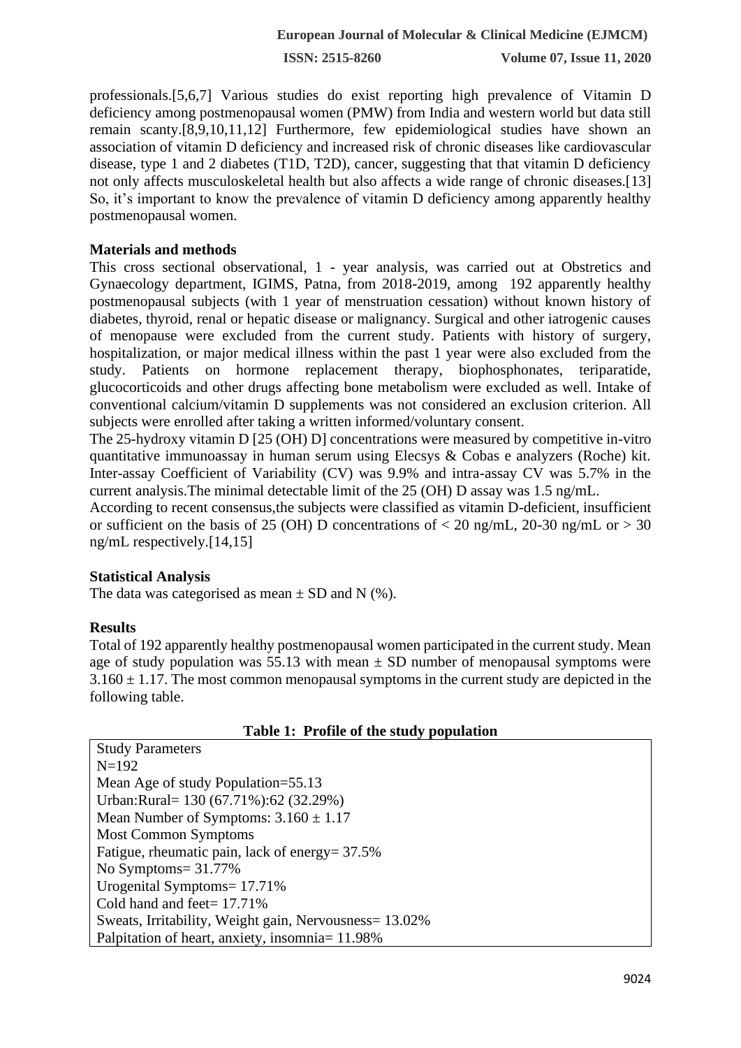professionals.[5,6,7] Various studies do exist reporting high prevalence of Vitamin D deficiency among postmenopausal women (PMW) from India and western world but data still remain scanty.[8,9,10,11,12] Furthermore, few epidemiological studies have shown an association of vitamin D deficiency and increased risk of chronic diseases like cardiovascular disease, type 1 and 2 diabetes (T1D, T2D), cancer, suggesting that that vitamin D deficiency not only affects musculoskeletal health but also affects a wide range of chronic diseases.[13] So, it's important to know the prevalence of vitamin D deficiency among apparently healthy postmenopausal women.

## Materials and methods

This cross sectional observational, 1 - year analysis, was carried out at Obstretics and Gynaecology department, IGIMS, Patna, from 2018-2019, among 192 apparently healthy postmenopausal subjects (with 1 year of menstruation cessation) without known history of diabetes, thyroid, renal or hepatic disease or malignancy. Surgical and other iatrogenic causes of menopause were excluded from the current study. Patients with history of surgery, hospitalization, or major medical illness within the past 1 year were also excluded from the study. Patients on hormone replacement therapy, biophosphonates, teriparatide, glucocorticoids and other drugs affecting bone metabolism were excluded as well. Intake of conventional calcium/vitamin D supplements was not considered an exclusion criterion. All subjects were enrolled after taking a written informed/voluntary consent.

The 25-hydroxy vitamin D [25 (OH) D] concentrations were measured by competitive in-vitro quantitative immunoassay in human serum using Elecsys & Cobas e analyzers (Roche) kit. Inter-assay Coefficient of Variability (CV) was 9.9% and intra-assay CV was 5.7% in the current analysis.The minimal detectable limit of the 25 (OH) D assay was 1.5 ng/mL.

According to recent consensus,the subjects were classified as vitamin D-deficient, insufficient or sufficient on the basis of 25 (OH) D concentrations of < 20 ng/mL, 20-30 ng/mL or > 30 ng/mL respectively.[14,15]

## Statistical Analysis

The data was categorised as mean ± SD and N (%).

## Results

Total of 192 apparently healthy postmenopausal women participated in the current study. Mean age of study population was 55.13 with mean ± SD number of menopausal symptoms were 3.160 ± 1.17. The most common menopausal symptoms in the current study are depicted in the following table.

**Table 1: Profile of the study population**

| Study Parameters |
|---|
| N=192 |
| Mean Age of study Population=55.13 |
| Urban:Rural= 130 (67.71%):62 (32.29%) |
| Mean Number of Symptoms: 3.160 ± 1.17 |
| Most Common Symptoms |
| Fatigue, rheumatic pain, lack of energy= 37.5% |
| No Symptoms= 31.77% |
| Urogenital Symptoms= 17.71% |
| Cold hand and feet= 17.71% |
| Sweats, Irritability, Weight gain, Nervousness= 13.02% |
| Palpitation of heart, anxiety, insomnia= 11.98% |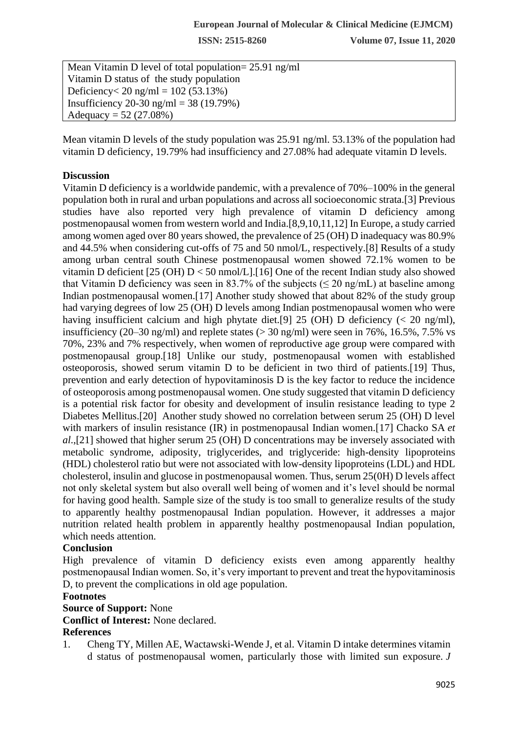| Mean Vitamin D level of total population= 25.91 ng/ml |
|---|
| Vitamin D status of the study population |
| Deficiency< 20 ng/ml = 102 (53.13%) |
| Insufficiency 20-30 ng/ml = 38 (19.79%) |
| Adequacy = 52 (27.08%) |

Mean vitamin D levels of the study population was 25.91 ng/ml. 53.13% of the population had vitamin D deficiency, 19.79% had insufficiency and 27.08% had adequate vitamin D levels.

**Discussion**

Vitamin D deficiency is a worldwide pandemic, with a prevalence of 70%–100% in the general population both in rural and urban populations and across all socioeconomic strata.[3] Previous studies have also reported very high prevalence of vitamin D deficiency among postmenopausal women from western world and India.[8,9,10,11,12] In Europe, a study carried among women aged over 80 years showed, the prevalence of 25 (OH) D inadequacy was 80.9% and 44.5% when considering cut-offs of 75 and 50 nmol/L, respectively.[8] Results of a study among urban central south Chinese postmenopausal women showed 72.1% women to be vitamin D deficient [25 (OH) D < 50 nmol/L].[16] One of the recent Indian study also showed that Vitamin D deficiency was seen in 83.7% of the subjects (≤ 20 ng/mL) at baseline among Indian postmenopausal women.[17] Another study showed that about 82% of the study group had varying degrees of low 25 (OH) D levels among Indian postmenopausal women who were having insufficient calcium and high phytate diet.[9] 25 (OH) D deficiency (< 20 ng/ml), insufficiency (20–30 ng/ml) and replete states (> 30 ng/ml) were seen in 76%, 16.5%, 7.5% vs 70%, 23% and 7% respectively, when women of reproductive age group were compared with postmenopausal group.[18] Unlike our study, postmenopausal women with established osteoporosis, showed serum vitamin D to be deficient in two third of patients.[19] Thus, prevention and early detection of hypovitaminosis D is the key factor to reduce the incidence of osteoporosis among postmenopausal women. One study suggested that vitamin D deficiency is a potential risk factor for obesity and development of insulin resistance leading to type 2 Diabetes Mellitus.[20] Another study showed no correlation between serum 25 (OH) D level with markers of insulin resistance (IR) in postmenopausal Indian women.[17] Chacko SA *et al*.,[21] showed that higher serum 25 (OH) D concentrations may be inversely associated with metabolic syndrome, adiposity, triglycerides, and triglyceride: high-density lipoproteins (HDL) cholesterol ratio but were not associated with low-density lipoproteins (LDL) and HDL cholesterol, insulin and glucose in postmenopausal women. Thus, serum 25(0H) D levels affect not only skeletal system but also overall well being of women and it's level should be normal for having good health. Sample size of the study is too small to generalize results of the study to apparently healthy postmenopausal Indian population. However, it addresses a major nutrition related health problem in apparently healthy postmenopausal Indian population, which needs attention.

**Conclusion**

High prevalence of vitamin D deficiency exists even among apparently healthy postmenopausal Indian women. So, it's very important to prevent and treat the hypovitaminosis D, to prevent the complications in old age population.

**Footnotes**

**Source of Support:** None

**Conflict of Interest:** None declared.

**References**

1. Cheng TY, Millen AE, Wactawski-Wende J, et al. Vitamin D intake determines vitamin d status of postmenopausal women, particularly those with limited sun exposure. *J*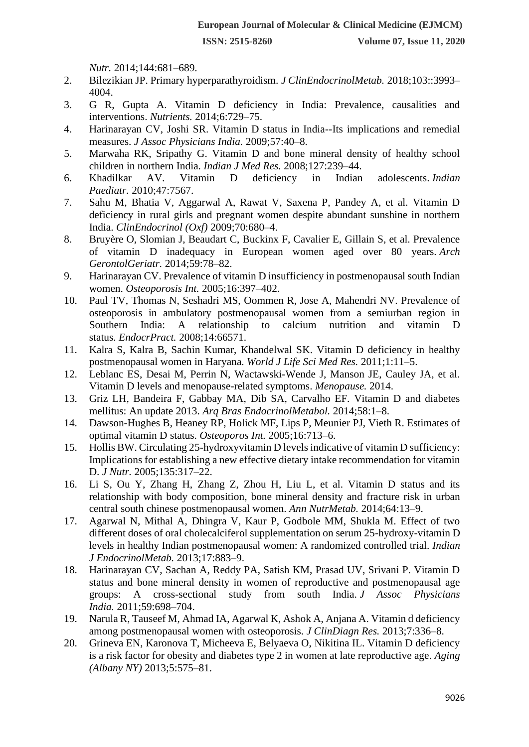*Nutr.* 2014;144:681–689.

2. Bilezikian JP. Primary hyperparathyroidism. *J ClinEndocrinolMetab.* 2018;103::3993–4004.
3. G R, Gupta A. Vitamin D deficiency in India: Prevalence, causalities and interventions. *Nutrients.* 2014;6:729–75.
4. Harinarayan CV, Joshi SR. Vitamin D status in India--Its implications and remedial measures. *J Assoc Physicians India.* 2009;57:40–8.
5. Marwaha RK, Sripathy G. Vitamin D and bone mineral density of healthy school children in northern India. *Indian J Med Res.* 2008;127:239–44.
6. Khadilkar AV. Vitamin D deficiency in Indian adolescents. *Indian Paediatr.* 2010;47:7567.
7. Sahu M, Bhatia V, Aggarwal A, Rawat V, Saxena P, Pandey A, et al. Vitamin D deficiency in rural girls and pregnant women despite abundant sunshine in northern India. *ClinEndocrinol (Oxf)* 2009;70:680–4.
8. Bruyère O, Slomian J, Beaudart C, Buckinx F, Cavalier E, Gillain S, et al. Prevalence of vitamin D inadequacy in European women aged over 80 years. *Arch GerontolGeriatr.* 2014;59:78–82.
9. Harinarayan CV. Prevalence of vitamin D insufficiency in postmenopausal south Indian women. *Osteoporosis Int.* 2005;16:397–402.
10. Paul TV, Thomas N, Seshadri MS, Oommen R, Jose A, Mahendri NV. Prevalence of osteoporosis in ambulatory postmenopausal women from a semiurban region in Southern India: A relationship to calcium nutrition and vitamin D status. *EndocrPract.* 2008;14:66571.
11. Kalra S, Kalra B, Sachin Kumar, Khandelwal SK. Vitamin D deficiency in healthy postmenopausal women in Haryana. *World J Life Sci Med Res.* 2011;1:11–5.
12. Leblanc ES, Desai M, Perrin N, Wactawski-Wende J, Manson JE, Cauley JA, et al. Vitamin D levels and menopause-related symptoms. *Menopause.* 2014.
13. Griz LH, Bandeira F, Gabbay MA, Dib SA, Carvalho EF. Vitamin D and diabetes mellitus: An update 2013. *Arq Bras EndocrinolMetabol.* 2014;58:1–8.
14. Dawson-Hughes B, Heaney RP, Holick MF, Lips P, Meunier PJ, Vieth R. Estimates of optimal vitamin D status. *Osteoporos Int.* 2005;16:713–6.
15. Hollis BW. Circulating 25-hydroxyvitamin D levels indicative of vitamin D sufficiency: Implications for establishing a new effective dietary intake recommendation for vitamin D. *J Nutr.* 2005;135:317–22.
16. Li S, Ou Y, Zhang H, Zhang Z, Zhou H, Liu L, et al. Vitamin D status and its relationship with body composition, bone mineral density and fracture risk in urban central south chinese postmenopausal women. *Ann NutrMetab.* 2014;64:13–9.
17. Agarwal N, Mithal A, Dhingra V, Kaur P, Godbole MM, Shukla M. Effect of two different doses of oral cholecalciferol supplementation on serum 25-hydroxy-vitamin D levels in healthy Indian postmenopausal women: A randomized controlled trial. *Indian J EndocrinolMetab.* 2013;17:883–9.
18. Harinarayan CV, Sachan A, Reddy PA, Satish KM, Prasad UV, Srivani P. Vitamin D status and bone mineral density in women of reproductive and postmenopausal age groups: A cross-sectional study from south India. *J Assoc Physicians India.* 2011;59:698–704.
19. Narula R, Tauseef M, Ahmad IA, Agarwal K, Ashok A, Anjana A. Vitamin d deficiency among postmenopausal women with osteoporosis. *J ClinDiagn Res.* 2013;7:336–8.
20. Grineva EN, Karonova T, Micheeva E, Belyaeva O, Nikitina IL. Vitamin D deficiency is a risk factor for obesity and diabetes type 2 in women at late reproductive age. *Aging (Albany NY)* 2013;5:575–81.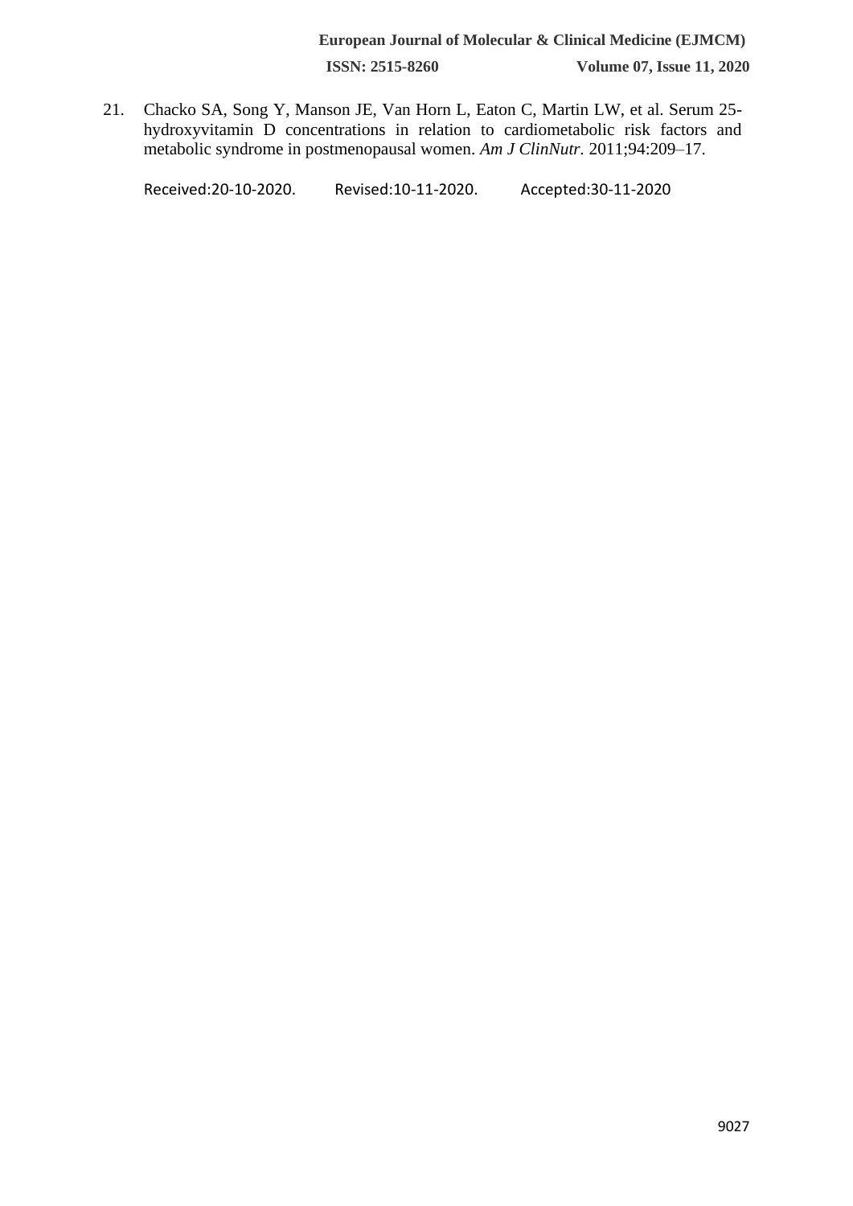21. Chacko SA, Song Y, Manson JE, Van Horn L, Eaton C, Martin LW, et al. Serum 25-hydroxyvitamin D concentrations in relation to cardiometabolic risk factors and metabolic syndrome in postmenopausal women. *Am J ClinNutr*. 2011;94:209–17.

Received:20-10-2020. Revised:10-11-2020. Accepted:30-11-2020